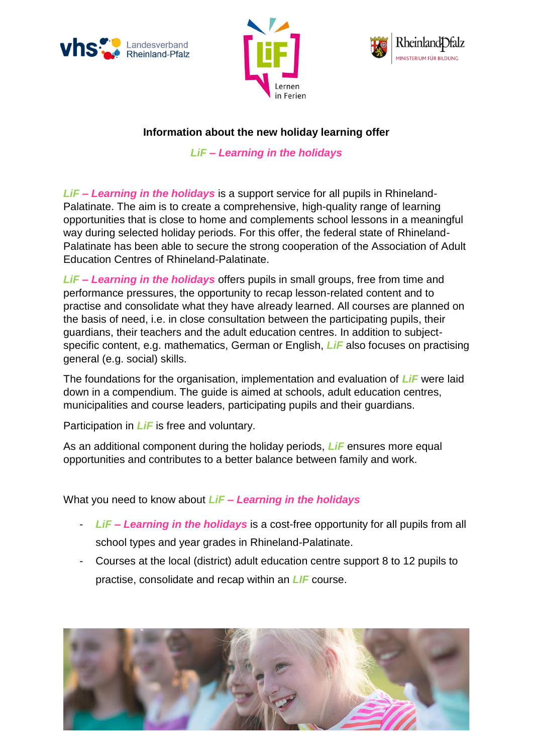**Information about the new holiday learning offer**

***LiF – Learning in the holidays***

***LiF – Learning in the holidays*** is a support service for all pupils in Rhineland-Palatinate. The aim is to create a comprehensive, high-quality range of learning opportunities that is close to home and complements school lessons in a meaningful way during selected holiday periods. For this offer, the federal state of Rhineland-Palatinate has been able to secure the strong cooperation of the Association of Adult Education Centres of Rhineland-Palatinate.

***LiF – Learning in the holidays*** offers pupils in small groups, free from time and performance pressures, the opportunity to recap lesson-related content and to practise and consolidate what they have already learned. All courses are planned on the basis of need, i.e. in close consultation between the participating pupils, their guardians, their teachers and the adult education centres. In addition to subject-specific content, e.g. mathematics, German or English, ***LiF*** also focuses on practising general (e.g. social) skills.

The foundations for the organisation, implementation and evaluation of ***LiF*** were laid down in a compendium. The guide is aimed at schools, adult education centres, municipalities and course leaders, participating pupils and their guardians.

Participation in ***LiF*** is free and voluntary.

As an additional component during the holiday periods, ***LiF*** ensures more equal opportunities and contributes to a better balance between family and work.

What you need to know about ***LiF – Learning in the holidays***

- ***LiF – Learning in the holidays*** is a cost-free opportunity for all pupils from all school types and year grades in Rhineland-Palatinate.
- Courses at the local (district) adult education centre support 8 to 12 pupils to practise, consolidate and recap within an ***LIF*** course.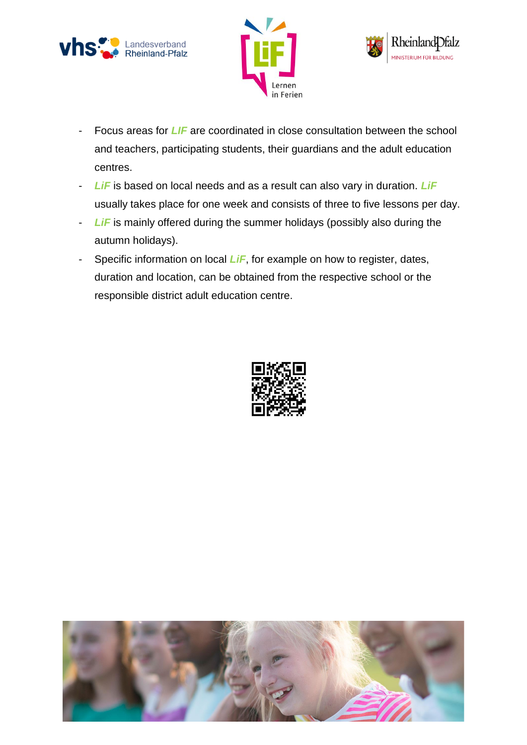- Focus areas for ***LIF*** are coordinated in close consultation between the school and teachers, participating students, their guardians and the adult education centres.
- ***LiF*** is based on local needs and as a result can also vary in duration. ***LiF*** usually takes place for one week and consists of three to five lessons per day.
- ***LiF*** is mainly offered during the summer holidays (possibly also during the autumn holidays).
- Specific information on local ***LiF***, for example on how to register, dates, duration and location, can be obtained from the respective school or the responsible district adult education centre.